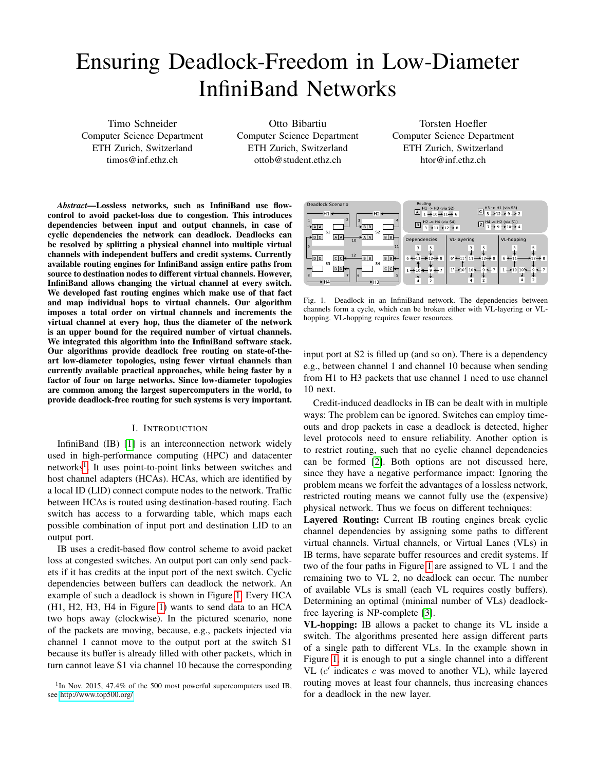# Ensuring Deadlock-Freedom in Low-Diameter InfiniBand Networks

Timo Schneider
Computer Science Department
ETH Zurich, Switzerland
timos@inf.ethz.ch

Otto Bibartiu
Computer Science Department
ETH Zurich, Switzerland
ottob@student.ethz.ch

Torsten Hoefler
Computer Science Department
ETH Zurich, Switzerland
htor@inf.ethz.ch

***Abstract*—Lossless networks, such as InfiniBand use flow-control to avoid packet-loss due to congestion. This introduces dependencies between input and output channels, in case of cyclic dependencies the network can deadlock. Deadlocks can be resolved by splitting a physical channel into multiple virtual channels with independent buffers and credit systems. Currently available routing engines for InfiniBand assign entire paths from source to destination nodes to different virtual channels. However, InfiniBand allows changing the virtual channel at every switch. We developed fast routing engines which make use of that fact and map individual hops to virtual channels. Our algorithm imposes a total order on virtual channels and increments the virtual channel at every hop, thus the diameter of the network is an upper bound for the required number of virtual channels. We integrated this algorithm into the InfiniBand software stack. Our algorithms provide deadlock free routing on state-of-the-art low-diameter topologies, using fewer virtual channels than currently available practical approaches, while being faster by a factor of four on large networks. Since low-diameter topologies are common among the largest supercomputers in the world, to provide deadlock-free routing for such systems is very important.**

## I. Introduction

InfiniBand (IB) [1] is an interconnection network widely used in high-performance computing (HPC) and datacenter networks[1]. It uses point-to-point links between switches and host channel adapters (HCAs). HCAs, which are identified by a local ID (LID) connect compute nodes to the network. Traffic between HCAs is routed using destination-based routing. Each switch has access to a forwarding table, which maps each possible combination of input port and destination LID to an output port.

IB uses a credit-based flow control scheme to avoid packet loss at congested switches. An output port can only send packets if it has credits at the input port of the next switch. Cyclic dependencies between buffers can deadlock the network. An example of such a deadlock is shown in Figure 1. Every HCA (H1, H2, H3, H4 in Figure 1) wants to send data to an HCA two hops away (clockwise). In the pictured scenario, none of the packets are moving, because, e.g., packets injected via channel 1 cannot move to the output port at the switch S1 because its buffer is already filled with other packets, which in turn cannot leave S1 via channel 10 because the corresponding input port at S2 is filled up (and so on). There is a dependency e.g., between channel 1 and channel 10 because when sending from H1 to H3 packets that use channel 1 need to use channel 10 next.

Fig. 1. Deadlock in an InfiniBand network. The dependencies between channels form a cycle, which can be broken either with VL-layering or VL-hopping. VL-hopping requires fewer resources.

Credit-induced deadlocks in IB can be dealt with in multiple ways: The problem can be ignored. Switches can employ timeouts and drop packets in case a deadlock is detected, higher level protocols need to ensure reliability. Another option is to restrict routing, such that no cyclic channel dependencies can be formed [2]. Both options are not discussed here, since they have a negative performance impact: Ignoring the problem means we forfeit the advantages of a lossless network, restricted routing means we cannot fully use the (expensive) physical network. Thus we focus on different techniques:

**Layered Routing:** Current IB routing engines break cyclic channel dependencies by assigning some paths to different virtual channels. Virtual channels, or Virtual Lanes (VLs) in IB terms, have separate buffer resources and credit systems. If two of the four paths in Figure 1 are assigned to VL 1 and the remaining two to VL 2, no deadlock can occur. The number of available VLs is small (each VL requires costly buffers). Determining an optimal (minimal number of VLs) deadlock-free layering is NP-complete [3].

**VL-hopping:** IB allows a packet to change its VL inside a switch. The algorithms presented here assign different parts of a single path to different VLs. In the example shown in Figure 1, it is enough to put a single channel into a different VL ($c'$ indicates $c$ was moved to another VL), while layered routing moves at least four channels, thus increasing chances for a deadlock in the new layer.

[1] In Nov. 2015, 47.4% of the 500 most powerful supercomputers used IB, see http://www.top500.org/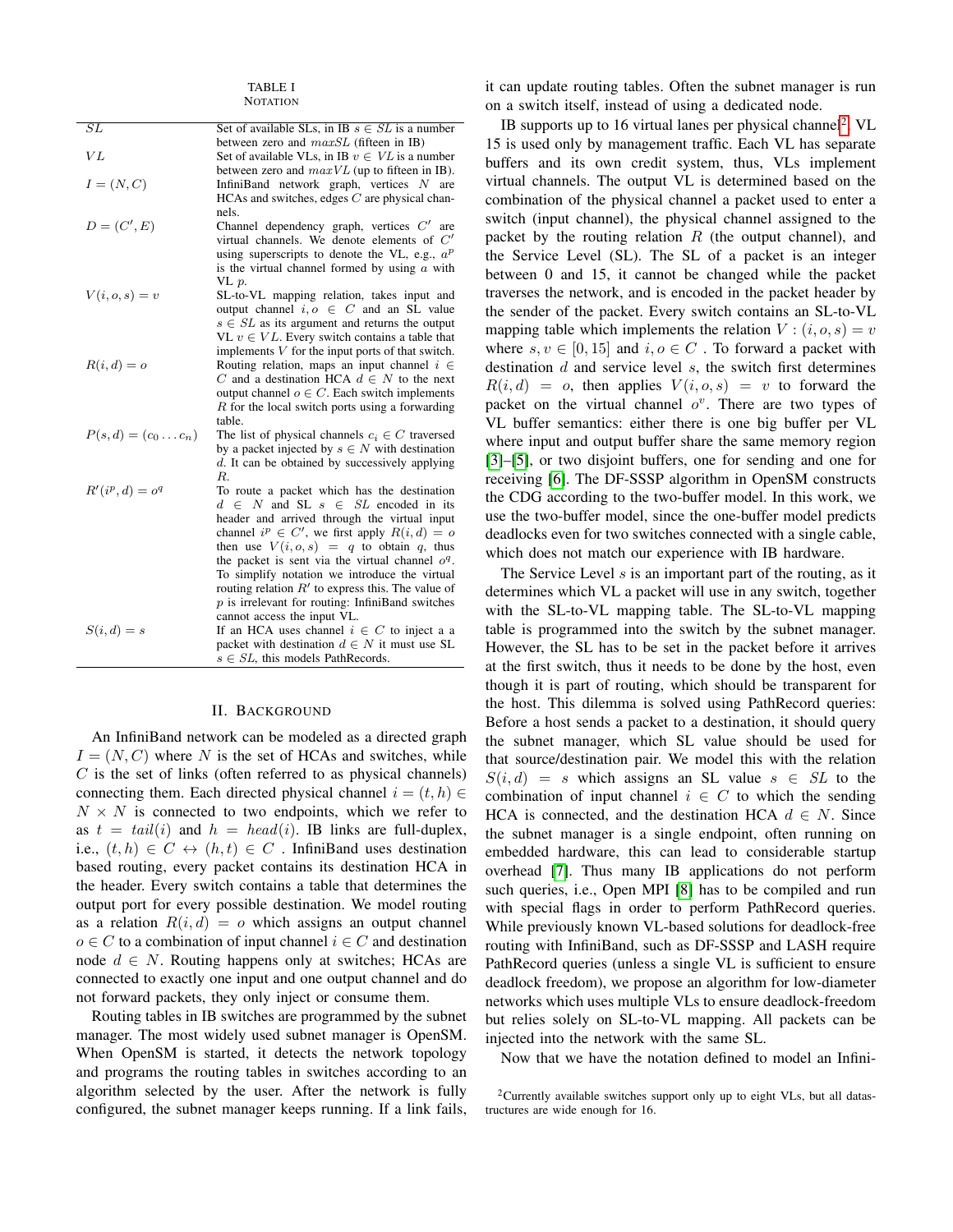TABLE I
NOTATION

| | |
|---|---|
| $SL$ | Set of available SLs, in IB $s \in SL$ is a number between zero and $maxSL$ (fifteen in IB) |
| $VL$ | Set of available VLs, in IB $v \in VL$ is a number between zero and $maxVL$ (up to fifteen in IB). |
| $I = (N, C)$ | InfiniBand network graph, vertices $N$ are HCAs and switches, edges $C$ are physical channels. |
| $D = (C', E)$ | Channel dependency graph, vertices $C'$ are virtual channels. We denote elements of $C'$ using superscripts to denote the VL, e.g., $a^p$ is the virtual channel formed by using $a$ with VL $p$. |
| $V(i, o, s) = v$ | SL-to-VL mapping relation, takes input and output channel $i, o \in C$ and an SL value $s \in SL$ as its argument and returns the output VL $v \in VL$. Every switch contains a table that implements $V$ for the input ports of that switch. |
| $R(i, d) = o$ | Routing relation, maps an input channel $i \in C$ and a destination HCA $d \in N$ to the next output channel $o \in C$. Each switch implements $R$ for the local switch ports using a forwarding table. |
| $P(s, d) = (c_0 \dots c_n)$ | The list of physical channels $c_i \in C$ traversed by a packet injected by $s \in N$ with destination $d$. It can be obtained by successively applying $R$. |
| $R'(i^p, d) = o^q$ | To route a packet which has the destination $d \in N$ and SL $s \in SL$ encoded in its header and arrived through the virtual input channel $i^p \in C'$, we first apply $R(i, d) = o$ then use $V(i, o, s) = q$ to obtain $q$, thus the packet is sent via the virtual channel $o^q$. To simplify notation we introduce the virtual routing relation $R'$ to express this. The value of $p$ is irrelevant for routing: InfiniBand switches cannot access the input VL. |
| $S(i, d) = s$ | If an HCA uses channel $i \in C$ to inject a a packet with destination $d \in N$ it must use SL $s \in SL$, this models PathRecords. |

## II. BACKGROUND

An InfiniBand network can be modeled as a directed graph $I = (N, C)$ where $N$ is the set of HCAs and switches, while $C$ is the set of links (often referred to as physical channels) connecting them. Each directed physical channel $i = (t, h) \in N \times N$ is connected to two endpoints, which we refer to as $t = tail(i)$ and $h = head(i)$. IB links are full-duplex, i.e., $(t, h) \in C \leftrightarrow (h, t) \in C$ . InfiniBand uses destination based routing, every packet contains its destination HCA in the header. Every switch contains a table that determines the output port for every possible destination. We model routing as a relation $R(i, d) = o$ which assigns an output channel $o \in C$ to a combination of input channel $i \in C$ and destination node $d \in N$. Routing happens only at switches; HCAs are connected to exactly one input and one output channel and do not forward packets, they only inject or consume them.

Routing tables in IB switches are programmed by the subnet manager. The most widely used subnet manager is OpenSM. When OpenSM is started, it detects the network topology and programs the routing tables in switches according to an algorithm selected by the user. After the network is fully configured, the subnet manager keeps running. If a link fails, it can update routing tables. Often the subnet manager is run on a switch itself, instead of using a dedicated node.

IB supports up to 16 virtual lanes per physical channel[2]. VL 15 is used only by management traffic. Each VL has separate buffers and its own credit system, thus, VLs implement virtual channels. The output VL is determined based on the combination of the physical channel a packet used to enter a switch (input channel), the physical channel assigned to the packet by the routing relation $R$ (the output channel), and the Service Level (SL). The SL of a packet is an integer between 0 and 15, it cannot be changed while the packet traverses the network, and is encoded in the packet header by the sender of the packet. Every switch contains an SL-to-VL mapping table which implements the relation $V : (i, o, s) = v$ where $s, v \in [0, 15]$ and $i, o \in C$ . To forward a packet with destination $d$ and service level $s$, the switch first determines $R(i, d) = o$, then applies $V(i, o, s) = v$ to forward the packet on the virtual channel $o^v$. There are two types of VL buffer semantics: either there is one big buffer per VL where input and output buffer share the same memory region [3]–[5], or two disjoint buffers, one for sending and one for receiving [6]. The DF-SSSP algorithm in OpenSM constructs the CDG according to the two-buffer model. In this work, we use the two-buffer model, since the one-buffer model predicts deadlocks even for two switches connected with a single cable, which does not match our experience with IB hardware.

The Service Level $s$ is an important part of the routing, as it determines which VL a packet will use in any switch, together with the SL-to-VL mapping table. The SL-to-VL mapping table is programmed into the switch by the subnet manager. However, the SL has to be set in the packet before it arrives at the first switch, thus it needs to be done by the host, even though it is part of routing, which should be transparent for the host. This dilemma is solved using PathRecord queries: Before a host sends a packet to a destination, it should query the subnet manager, which SL value should be used for that source/destination pair. We model this with the relation $S(i, d) = s$ which assigns an SL value $s \in SL$ to the combination of input channel $i \in C$ to which the sending HCA is connected, and the destination HCA $d \in N$. Since the subnet manager is a single endpoint, often running on embedded hardware, this can lead to considerable startup overhead [7]. Thus many IB applications do not perform such queries, i.e., Open MPI [8] has to be compiled and run with special flags in order to perform PathRecord queries. While previously known VL-based solutions for deadlock-free routing with InfiniBand, such as DF-SSSP and LASH require PathRecord queries (unless a single VL is sufficient to ensure deadlock freedom), we propose an algorithm for low-diameter networks which uses multiple VLs to ensure deadlock-freedom but relies solely on SL-to-VL mapping. All packets can be injected into the network with the same SL.

Now that we have the notation defined to model an Infini-

[2]Currently available switches support only up to eight VLs, but all datastructures are wide enough for 16.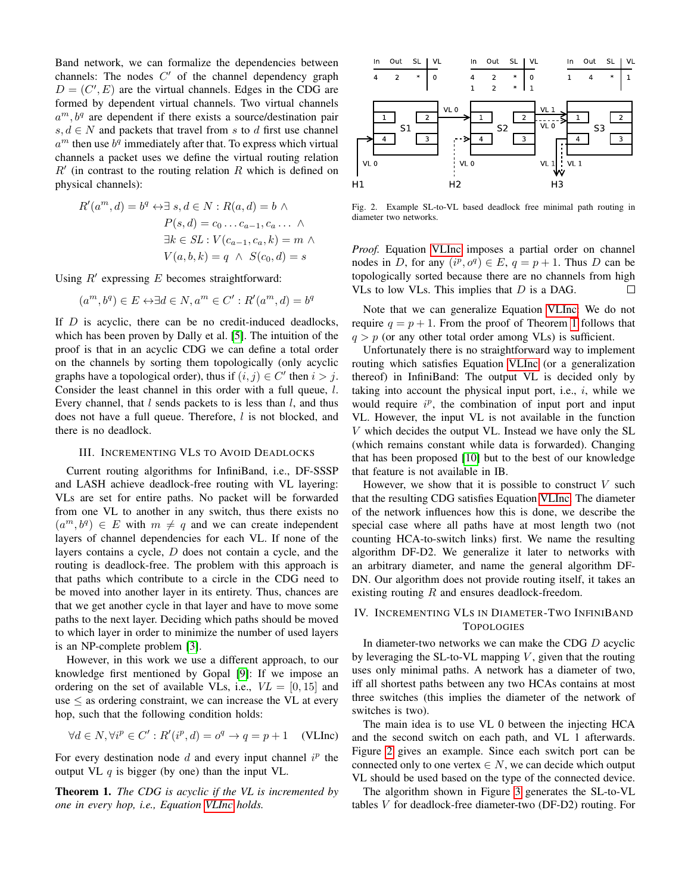Band network, we can formalize the dependencies between channels: The nodes $C'$ of the channel dependency graph $D = (C', E)$ are the virtual channels. Edges in the CDG are formed by dependent virtual channels. Two virtual channels $a^m, b^q$ are dependent if there exists a source/destination pair $s, d \in N$ and packets that travel from $s$ to $d$ first use channel $a^m$ then use $b^q$ immediately after that. To express which virtual channels a packet uses we define the virtual routing relation $R'$ (in contrast to the routing relation $R$ which is defined on physical channels):

$$
\begin{aligned}
R'(a^m, d) = b^q \leftrightarrow \exists\, s, d \in N : & \; R(a, d) = b \;\wedge \\
& P(s, d) = c_0 \ldots c_{a-1}, c_a \ldots \;\wedge \\
& \exists k \in SL : V(c_{a-1}, c_a, k) = m \;\wedge \\
& V(a, b, k) = q \;\wedge\; S(c_0, d) = s
\end{aligned}
$$

Using $R'$ expressing $E$ becomes straightforward:

$$
(a^m, b^q) \in E \leftrightarrow \exists d \in N, a^m \in C' : R'(a^m, d) = b^q
$$

If $D$ is acyclic, there can be no credit-induced deadlocks, which has been proven by Dally et al. [5]. The intuition of the proof is that in an acyclic CDG we can define a total order on the channels by sorting them topologically (only acyclic graphs have a topological order), thus if $(i, j) \in C'$ then $i > j$. Consider the least channel in this order with a full queue, $l$. Every channel, that $l$ sends packets to is less than $l$, and thus does not have a full queue. Therefore, $l$ is not blocked, and there is no deadlock.

## III. Incrementing VLs to Avoid Deadlocks

Current routing algorithms for InfiniBand, i.e., DF-SSSP and LASH achieve deadlock-free routing with VL layering: VLs are set for entire paths. No packet will be forwarded from one VL to another in any switch, thus there exists no $(a^m, b^q) \in E$ with $m \neq q$ and we can create independent layers of channel dependencies for each VL. If none of the layers contains a cycle, $D$ does not contain a cycle, and the routing is deadlock-free. The problem with this approach is that paths which contribute to a circle in the CDG need to be moved into another layer in its entirety. Thus, chances are that we get another cycle in that layer and have to move some paths to the next layer. Deciding which paths should be moved to which layer in order to minimize the number of used layers is an NP-complete problem [3].

However, in this work we use a different approach, to our knowledge first mentioned by Gopal [9]: If we impose an ordering on the set of available VLs, i.e., $VL = [0, 15]$ and use $\leq$ as ordering constraint, we can increase the VL at every hop, such that the following condition holds:

$$
\forall d \in N, \forall i^p \in C' : R'(i^p, d) = o^q \rightarrow q = p + 1 \qquad \text{(VLInc)}
$$

For every destination node $d$ and every input channel $i^p$ the output VL $q$ is bigger (by one) than the input VL.

**Theorem 1.** *The CDG is acyclic if the VL is incremented by one in every hop, i.e., Equation VLInc holds.*

| In | Out | SL | VL |
|---|---|---|---|
| 4 | 2 | * | 0 |

| In | Out | SL | VL |
|---|---|---|---|
| 4 | 2 | * | 0 |
| 1 | 2 | * | 1 |

| In | Out | SL | VL |
|---|---|---|---|
| 1 | 4 | * | 1 |

Fig. 2. Example SL-to-VL based deadlock free minimal path routing in diameter two networks.

*Proof.* Equation VLInc imposes a partial order on channel nodes in $D$, for any $(i^p, o^q) \in E$, $q = p + 1$. Thus $D$ can be topologically sorted because there are no channels from high VLs to low VLs. This implies that $D$ is a DAG. □

Note that we can generalize Equation VLInc: We do not require $q = p + 1$. From the proof of Theorem 1 follows that $q > p$ (or any other total order among VLs) is sufficient.

Unfortunately there is no straightforward way to implement routing which satisfies Equation VLInc (or a generalization thereof) in InfiniBand: The output VL is decided only by taking into account the physical input port, i.e., $i$, while we would require $i^p$, the combination of input port and input VL. However, the input VL is not available in the function $V$ which decides the output VL. Instead we have only the SL (which remains constant while data is forwarded). Changing that has been proposed [10] but to the best of our knowledge that feature is not available in IB.

However, we show that it is possible to construct $V$ such that the resulting CDG satisfies Equation VLInc. The diameter of the network influences how this is done, we describe the special case where all paths have at most length two (not counting HCA-to-switch links) first. We name the resulting algorithm DF-D2. We generalize it later to networks with an arbitrary diameter, and name the general algorithm DF-DN. Our algorithm does not provide routing itself, it takes an existing routing $R$ and ensures deadlock-freedom.

## IV. Incrementing VLs in Diameter-Two InfiniBand Topologies

In diameter-two networks we can make the CDG $D$ acyclic by leveraging the SL-to-VL mapping $V$, given that the routing uses only minimal paths. A network has a diameter of two, iff all shortest paths between any two HCAs contains at most three switches (this implies the diameter of the network of switches is two).

The main idea is to use VL 0 between the injecting HCA and the second switch on each path, and VL 1 afterwards. Figure 2 gives an example. Since each switch port can be connected only to one vertex $\in N$, we can decide which output VL should be used based on the type of the connected device.

The algorithm shown in Figure 3 generates the SL-to-VL tables $V$ for deadlock-free diameter-two (DF-D2) routing. For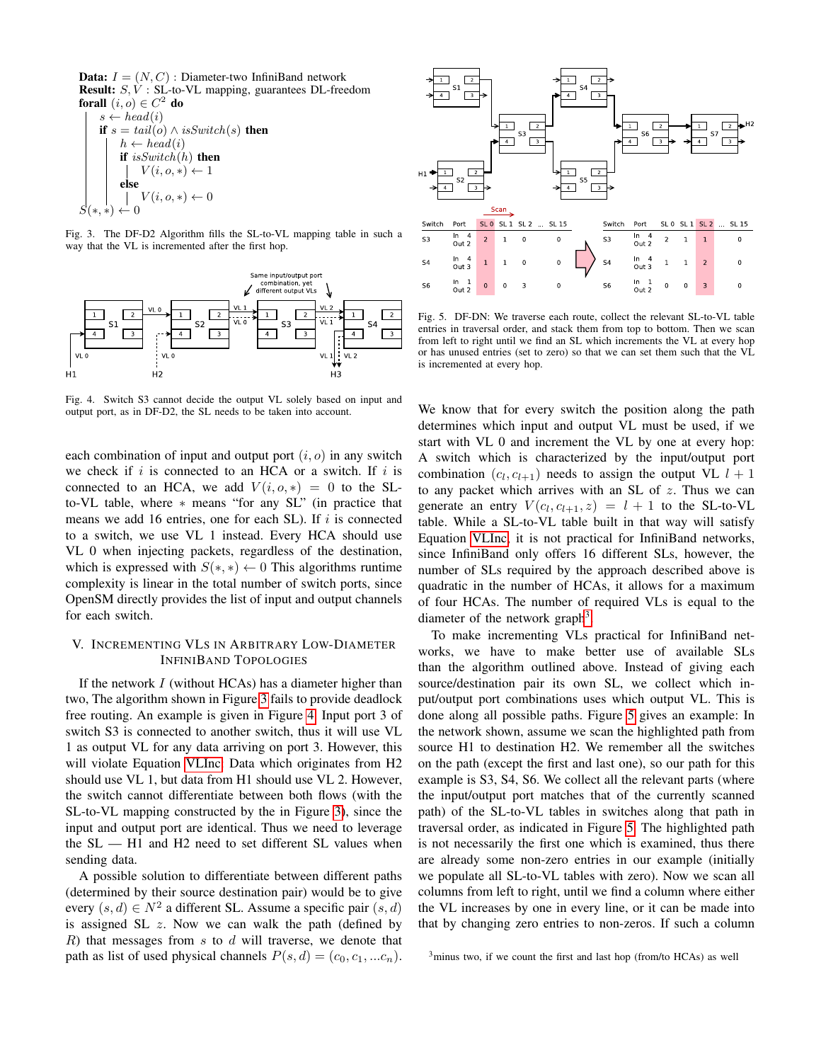**Data:** $I = (N, C)$ : Diameter-two InfiniBand network
**Result:** $S, V$ : SL-to-VL mapping, guarantees DL-freedom
**forall** $(i, o) \in C^2$ **do**
  $s \leftarrow head(i)$
  **if** $s = tail(o) \wedge isSwitch(s)$ **then**
    $h \leftarrow head(i)$
    **if** $isSwitch(h)$ **then**
      $V(i, o, *) \leftarrow 1$
    **else**
      $V(i, o, *) \leftarrow 0$
$S(*, *) \leftarrow 0$

Fig. 3. The DF-D2 Algorithm fills the SL-to-VL mapping table in such a way that the VL is incremented after the first hop.

Fig. 4. Switch S3 cannot decide the output VL solely based on input and output port, as in DF-D2, the SL needs to be taken into account.

each combination of input and output port $(i, o)$ in any switch we check if $i$ is connected to an HCA or a switch. If $i$ is connected to an HCA, we add $V(i, o, *) = 0$ to the SL-to-VL table, where $*$ means "for any SL" (in practice that means we add 16 entries, one for each SL). If $i$ is connected to a switch, we use VL 1 instead. Every HCA should use VL 0 when injecting packets, regardless of the destination, which is expressed with $S(*, *) \leftarrow 0$ This algorithms runtime complexity is linear in the total number of switch ports, since OpenSM directly provides the list of input and output channels for each switch.

## V. Incrementing VLs in Arbitrary Low-Diameter InfiniBand Topologies

If the network $I$ (without HCAs) has a diameter higher than two, The algorithm shown in Figure 3 fails to provide deadlock free routing. An example is given in Figure 4. Input port 3 of switch S3 is connected to another switch, thus it will use VL 1 as output VL for any data arriving on port 3. However, this will violate Equation VLInc. Data which originates from H2 should use VL 1, but data from H1 should use VL 2. However, the switch cannot differentiate between both flows (with the SL-to-VL mapping constructed by the in Figure 3), since the input and output port are identical. Thus we need to leverage the SL — H1 and H2 need to set different SL values when sending data.

A possible solution to differentiate between different paths (determined by their source destination pair) would be to give every $(s, d) \in N^2$ a different SL. Assume a specific pair $(s, d)$ is assigned SL $z$. Now we can walk the path (defined by $R$) that messages from $s$ to $d$ will traverse, we denote that path as list of used physical channels $P(s, d) = (c_0, c_1, ...c_n)$.

| Switch | Port | SL 0 | SL 1 | SL 2 | ... | SL 15 |
|---|---|---|---|---|---|---|
| S3 | In 4 / Out 2 | 2 | 1 | 0 | | 0 |
| S4 | In 4 / Out 3 | 1 | 1 | 0 | | 0 |
| S6 | In 1 / Out 2 | 0 | 0 | 3 | | 0 |

| Switch | Port | SL 0 | SL 1 | SL 2 | ... | SL 15 |
|---|---|---|---|---|---|---|
| S3 | In 4 / Out 2 | 2 | 1 | 1 | | 0 |
| S4 | In 4 / Out 3 | 1 | 1 | 2 | | 0 |
| S6 | In 1 / Out 2 | 0 | 0 | 3 | | 0 |

Fig. 5. DF-DN: We traverse each route, collect the relevant SL-to-VL table entries in traversal order, and stack them from top to bottom. Then we scan from left to right until we find an SL which increments the VL at every hop or has unused entries (set to zero) so that we can set them such that the VL is incremented at every hop.

We know that for every switch the position along the path determines which input and output VL must be used, if we start with VL 0 and increment the VL by one at every hop: A switch which is characterized by the input/output port combination $(c_l, c_{l+1})$ needs to assign the output VL $l + 1$ to any packet which arrives with an SL of $z$. Thus we can generate an entry $V(c_l, c_{l+1}, z) = l + 1$ to the SL-to-VL table. While a SL-to-VL table built in that way will satisfy Equation VLInc, it is not practical for InfiniBand networks, since InfiniBand only offers 16 different SLs, however, the number of SLs required by the approach described above is quadratic in the number of HCAs, it allows for a maximum of four HCAs. The number of required VLs is equal to the diameter of the network graph[3].

To make incrementing VLs practical for InfiniBand networks, we have to make better use of available SLs than the algorithm outlined above. Instead of giving each source/destination pair its own SL, we collect which input/output port combinations uses which output VL. This is done along all possible paths. Figure 5 gives an example: In the network shown, assume we scan the highlighted path from source H1 to destination H2. We remember all the switches on the path (except the first and last one), so our path for this example is S3, S4, S6. We collect all the relevant parts (where the input/output port matches that of the currently scanned path) of the SL-to-VL tables in switches along that path in traversal order, as indicated in Figure 5. The highlighted path is not necessarily the first one which is examined, thus there are already some non-zero entries in our example (initially we populate all SL-to-VL tables with zero). Now we scan all columns from left to right, until we find a column where either the VL increases by one in every line, or it can be made into that by changing zero entries to non-zeros. If such a column

[3] minus two, if we count the first and last hop (from/to HCAs) as well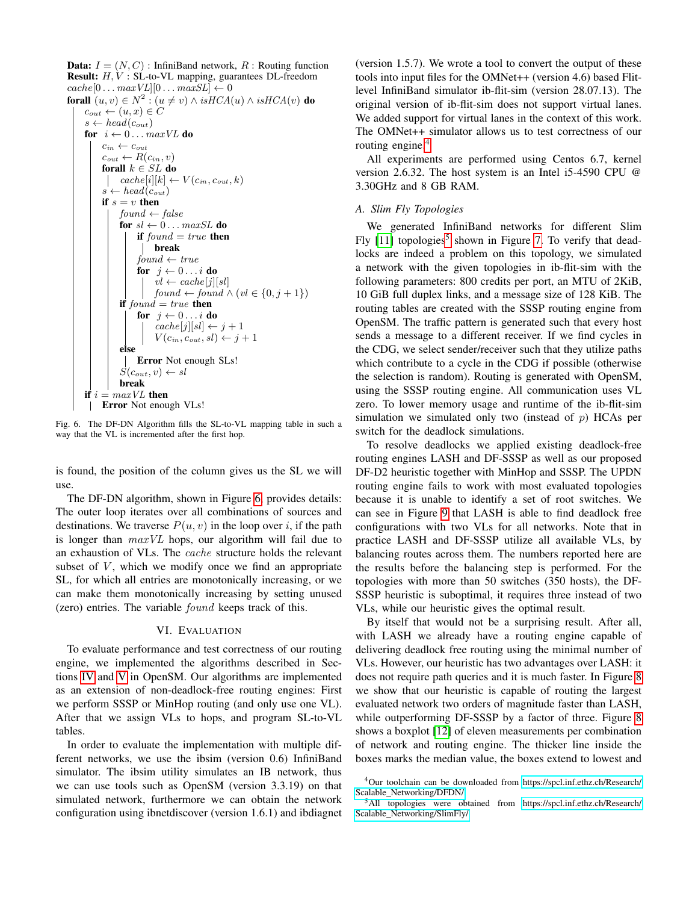```
Data: I = (N, C) : InfiniBand network, R : Routing function
Result: H, V : SL-to-VL mapping, guarantees DL-freedom
cache[0 ... maxVL][0 ... maxSL] ← 0
forall (u, v) ∈ N^2 : (u ≠ v) ∧ isHCA(u) ∧ isHCA(v) do
    c_out ← (u, x) ∈ C
    s ← head(c_out)
    for i ← 0 ... maxVL do
        c_in ← c_out
        c_out ← R(c_in, v)
        forall k ∈ SL do
            cache[i][k] ← V(c_in, c_out, k)
        s ← head(c_out)
        if s = v then
            found ← false
            for sl ← 0 ... maxSL do
                if found = true then
                    break
                found ← true
                for j ← 0 ... i do
                    vl ← cache[j][sl]
                    found ← found ∧ (vl ∈ {0, j + 1})
            if found = true then
                for j ← 0 ... i do
                    cache[j][sl] ← j + 1
                    V(c_in, c_out, sl) ← j + 1
            else
                Error Not enough SLs!
            S(c_out, v) ← sl
            break
    if i = maxVL then
        Error Not enough VLs!
```

Fig. 6. The DF-DN Algorithm fills the SL-to-VL mapping table in such a way that the VL is incremented after the first hop.

is found, the position of the column gives us the SL we will use.

The DF-DN algorithm, shown in Figure 6, provides details: The outer loop iterates over all combinations of sources and destinations. We traverse $P(u, v)$ in the loop over $i$, if the path is longer than $maxVL$ hops, our algorithm will fail due to an exhaustion of VLs. The $cache$ structure holds the relevant subset of $V$, which we modify once we find an appropriate SL, for which all entries are monotonically increasing, or we can make them monotonically increasing by setting unused (zero) entries. The variable $found$ keeps track of this.

## VI. Evaluation

To evaluate performance and test correctness of our routing engine, we implemented the algorithms described in Sections IV and V in OpenSM. Our algorithms are implemented as an extension of non-deadlock-free routing engines: First we perform SSSP or MinHop routing (and only use one VL). After that we assign VLs to hops, and program SL-to-VL tables.

In order to evaluate the implementation with multiple different networks, we use the ibsim (version 0.6) InfiniBand simulator. The ibsim utility simulates an IB network, thus we can use tools such as OpenSM (version 3.3.19) on that simulated network, furthermore we can obtain the network configuration using ibnetdiscover (version 1.6.1) and ibdiagnet (version 1.5.7). We wrote a tool to convert the output of these tools into input files for the OMNet++ (version 4.6) based Flit-level InfiniBand simulator ib-flit-sim (version 28.07.13). The original version of ib-flit-sim does not support virtual lanes. We added support for virtual lanes in the context of this work. The OMNet++ simulator allows us to test correctness of our routing engine.[4]

All experiments are performed using Centos 6.7, kernel version 2.6.32. The host system is an Intel i5-4590 CPU @ 3.30GHz and 8 GB RAM.

### A. Slim Fly Topologies

We generated InfiniBand networks for different Slim Fly [11] topologies[5] shown in Figure 7. To verify that deadlocks are indeed a problem on this topology, we simulated a network with the given topologies in ib-flit-sim with the following parameters: 800 credits per port, an MTU of 2KiB, 10 GiB full duplex links, and a message size of 128 KiB. The routing tables are created with the SSSP routing engine from OpenSM. The traffic pattern is generated such that every host sends a message to a different receiver. If we find cycles in the CDG, we select sender/receiver such that they utilize paths which contribute to a cycle in the CDG if possible (otherwise the selection is random). Routing is generated with OpenSM, using the SSSP routing engine. All communication uses VL zero. To lower memory usage and runtime of the ib-flit-sim simulation we simulated only two (instead of $p$) HCAs per switch for the deadlock simulations.

To resolve deadlocks we applied existing deadlock-free routing engines LASH and DF-SSSP as well as our proposed DF-D2 heuristic together with MinHop and SSSP. The UPDN routing engine fails to work with most evaluated topologies because it is unable to identify a set of root switches. We can see in Figure 9 that LASH is able to find deadlock free configurations with two VLs for all networks. Note that in practice LASH and DF-SSSP utilize all available VLs, by balancing routes across them. The numbers reported here are the results before the balancing step is performed. For the topologies with more than 50 switches (350 hosts), the DF-SSSP heuristic is suboptimal, it requires three instead of two VLs, while our heuristic gives the optimal result.

By itself that would not be a surprising result. After all, with LASH we already have a routing engine capable of delivering deadlock free routing using the minimal number of VLs. However, our heuristic has two advantages over LASH: it does not require path queries and it is much faster. In Figure 8 we show that our heuristic is capable of routing the largest evaluated network two orders of magnitude faster than LASH, while outperforming DF-SSSP by a factor of three. Figure 8 shows a boxplot [12] of eleven measurements per combination of network and routing engine. The thicker line inside the boxes marks the median value, the boxes extend to lowest and

[4] Our toolchain can be downloaded from https://spcl.inf.ethz.ch/Research/Scalable_Networking/DFDN/

[5] All topologies were obtained from https://spcl.inf.ethz.ch/Research/Scalable_Networking/SlimFly/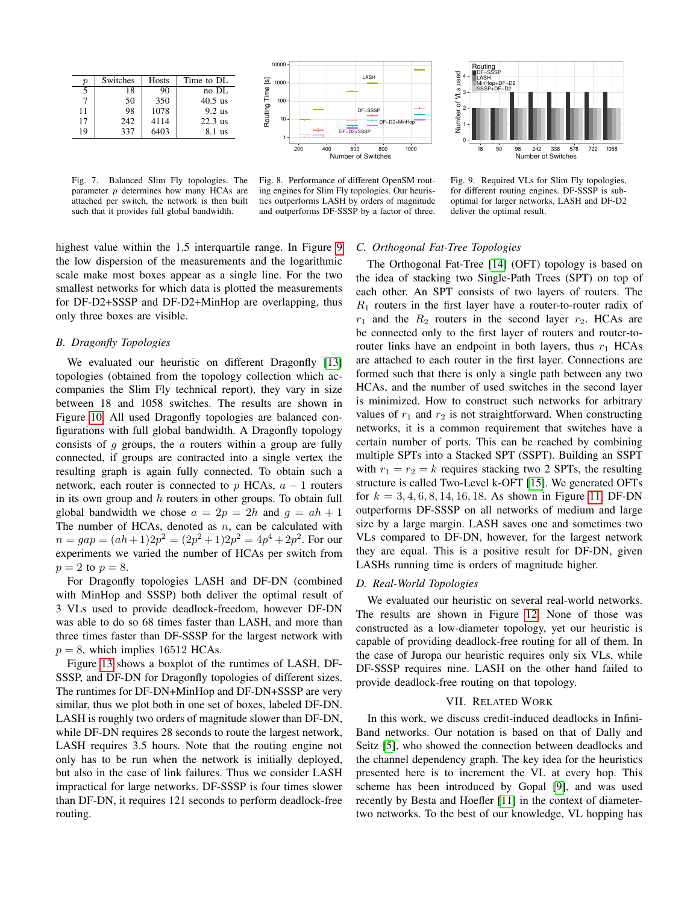| $p$ | Switches | Hosts | Time to DL |
|---|---|---|---|
| 5 | 18 | 90 | no DL |
| 7 | 50 | 350 | 40.5 us |
| 11 | 98 | 1078 | 9.2 us |
| 17 | 242 | 4114 | 22.3 us |
| 19 | 337 | 6403 | 8.1 us |

Fig. 7. Balanced Slim Fly topologies. The parameter $p$ determines how many HCAs are attached per switch, the network is then built such that it provides full global bandwidth.

Fig. 8. Performance of different OpenSM routing engines for Slim Fly topologies. Our heuristics outperforms LASH by orders of magnitude and outperforms DF-SSSP by a factor of three.

Fig. 9. Required VLs for Slim Fly topologies, for different routing engines. DF-SSSP is sub-optimal for larger networks, LASH and DF-D2 deliver the optimal result.

highest value within the 1.5 interquartile range. In Figure 9 the low dispersion of the measurements and the logarithmic scale make most boxes appear as a single line. For the two smallest networks for which data is plotted the measurements for DF-D2+SSSP and DF-D2+MinHop are overlapping, thus only three boxes are visible.

### B. Dragonfly Topologies

We evaluated our heuristic on different Dragonfly [13] topologies (obtained from the topology collection which accompanies the Slim Fly technical report), they vary in size between 18 and 1058 switches. The results are shown in Figure 10. All used Dragonfly topologies are balanced configurations with full global bandwidth. A Dragonfly topology consists of $g$ groups, the $a$ routers within a group are fully connected, if groups are contracted into a single vertex the resulting graph is again fully connected. To obtain such a network, each router is connected to $p$ HCAs, $a-1$ routers in its own group and $h$ routers in other groups. To obtain full global bandwidth we chose $a = 2p = 2h$ and $g = ah + 1$ The number of HCAs, denoted as $n$, can be calculated with $n = gap = (ah+1)2p^2 = (2p^2+1)2p^2 = 4p^4+2p^2$. For our experiments we varied the number of HCAs per switch from $p = 2$ to $p = 8$.

For Dragonfly topologies LASH and DF-DN (combined with MinHop and SSSP) both deliver the optimal result of 3 VLs used to provide deadlock-freedom, however DF-DN was able to do so 68 times faster than LASH, and more than three times faster than DF-SSSP for the largest network with $p = 8$, which implies 16512 HCAs.

Figure 13 shows a boxplot of the runtimes of LASH, DF-SSSP, and DF-DN for Dragonfly topologies of different sizes. The runtimes for DF-DN+MinHop and DF-DN+SSSP are very similar, thus we plot both in one set of boxes, labeled DF-DN. LASH is roughly two orders of magnitude slower than DF-DN, while DF-DN requires 28 seconds to route the largest network, LASH requires 3.5 hours. Note that the routing engine not only has to be run when the network is initially deployed, but also in the case of link failures. Thus we consider LASH impractical for large networks. DF-SSSP is four times slower than DF-DN, it requires 121 seconds to perform deadlock-free routing.

### C. Orthogonal Fat-Tree Topologies

The Orthogonal Fat-Tree [14] (OFT) topology is based on the idea of stacking two Single-Path Trees (SPT) on top of each other. An SPT consists of two layers of routers. The $R_1$ routers in the first layer have a router-to-router radix of $r_1$ and the $R_2$ routers in the second layer $r_2$. HCAs are be connected only to the first layer of routers and router-to-router links have an endpoint in both layers, thus $r_1$ HCAs are attached to each router in the first layer. Connections are formed such that there is only a single path between any two HCAs, and the number of used switches in the second layer is minimized. How to construct such networks for arbitrary values of $r_1$ and $r_2$ is not straightforward. When constructing networks, it is a common requirement that switches have a certain number of ports. This can be reached by combining multiple SPTs into a Stacked SPT (SSPT). Building an SSPT with $r_1 = r_2 = k$ requires stacking two 2 SPTs, the resulting structure is called Two-Level k-OFT [15]. We generated OFTs for $k = 3, 4, 6, 8, 14, 16, 18$. As shown in Figure 11, DF-DN outperforms DF-SSSP on all networks of medium and large size by a large margin. LASH saves one and sometimes two VLs compared to DF-DN, however, for the largest network they are equal. This is a positive result for DF-DN, given LASHs running time is orders of magnitude higher.

### D. Real-World Topologies

We evaluated our heuristic on several real-world networks. The results are shown in Figure 12. None of those was constructed as a low-diameter topology, yet our heuristic is capable of providing deadlock-free routing for all of them. In the case of Juropa our heuristic requires only six VLs, while DF-SSSP requires nine. LASH on the other hand failed to provide deadlock-free routing on that topology.

## VII. Related Work

In this work, we discuss credit-induced deadlocks in InfiniBand networks. Our notation is based on that of Dally and Seitz [5], who showed the connection between deadlocks and the channel dependency graph. The key idea for the heuristics presented here is to increment the VL at every hop. This scheme has been introduced by Gopal [9], and was used recently by Besta and Hoefler [11] in the context of diameter-two networks. To the best of our knowledge, VL hopping has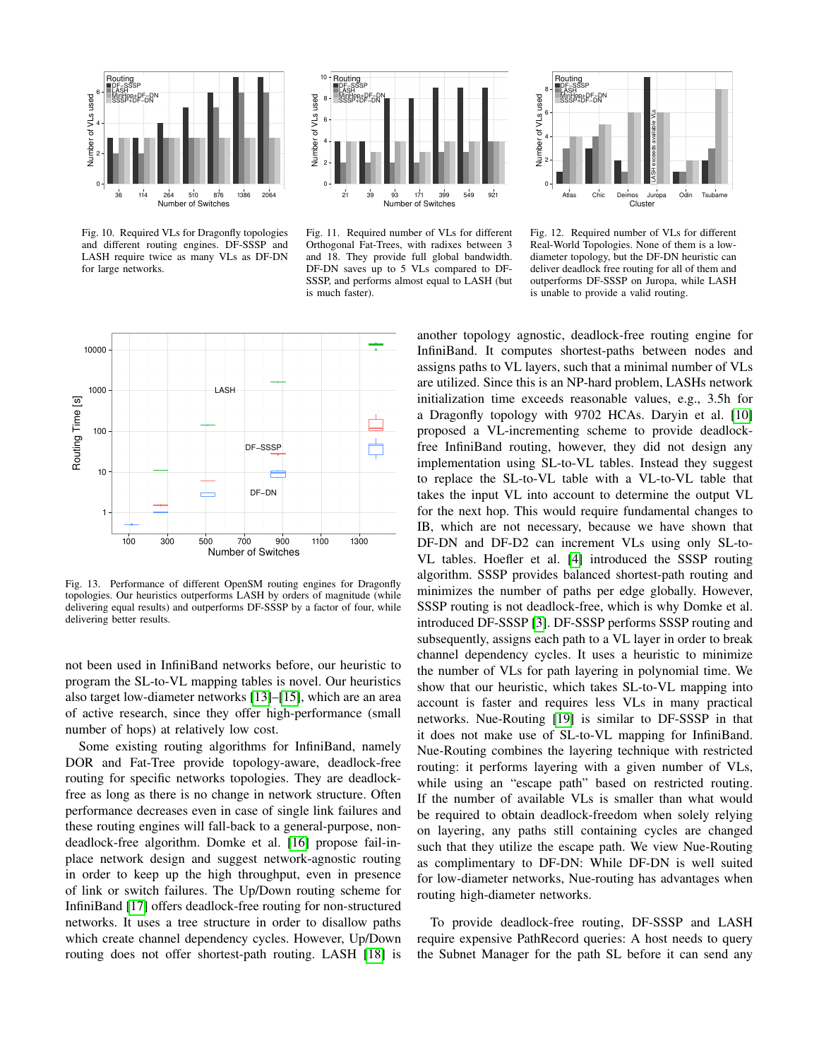Fig. 10. Required VLs for Dragonfly topologies and different routing engines. DF-SSSP and LASH require twice as many VLs as DF-DN for large networks.

Fig. 11. Required number of VLs for different Orthogonal Fat-Trees, with radixes between 3 and 18. They provide full global bandwidth. DF-DN saves up to 5 VLs compared to DF-SSSP, and performs almost equal to LASH (but is much faster).

Fig. 12. Required number of VLs for different Real-World Topologies. None of them is a low-diameter topology, but the DF-DN heuristic can deliver deadlock free routing for all of them and outperforms DF-SSSP on Juropa, while LASH is unable to provide a valid routing.

Fig. 13. Performance of different OpenSM routing engines for Dragonfly topologies. Our heuristics outperform LASH by orders of magnitude (while delivering equal results) and outperforms DF-SSSP by a factor of four, while delivering better results.

not been used in InfiniBand networks before, our heuristic to program the SL-to-VL mapping tables is novel. Our heuristics also target low-diameter networks [13]–[15], which are an area of active research, since they offer high-performance (small number of hops) at relatively low cost.

Some existing routing algorithms for InfiniBand, namely DOR and Fat-Tree provide topology-aware, deadlock-free routing for specific networks topologies. They are deadlock-free as long as there is no change in network structure. Often performance decreases even in case of single link failures and these routing engines will fall-back to a general-purpose, non-deadlock-free algorithm. Domke et al. [16] propose fail-in-place network design and suggest network-agnostic routing in order to keep up the high throughput, even in presence of link or switch failures. The Up/Down routing scheme for InfiniBand [17] offers deadlock-free routing for non-structured networks. It uses a tree structure in order to disallow paths which create channel dependency cycles. However, Up/Down routing does not offer shortest-path routing. LASH [18] is another topology agnostic, deadlock-free routing engine for InfiniBand. It computes shortest-paths between nodes and assigns paths to VL layers, such that a minimal number of VLs are utilized. Since this is an NP-hard problem, LASHs network initialization time exceeds reasonable values, e.g., 3.5h for a Dragonfly topology with 9702 HCAs. Daryin et al. [10] proposed a VL-incrementing scheme to provide deadlock-free InfiniBand routing, however, they did not design any implementation using SL-to-VL tables. Instead they suggest to replace the SL-to-VL table with a VL-to-VL table that takes the input VL into account to determine the output VL for the next hop. This would require fundamental changes to IB, which are not necessary, because we have shown that DF-DN and DF-D2 can increment VLs using only SL-to-VL tables. Hoefler et al. [4] introduced the SSSP routing algorithm. SSSP provides balanced shortest-path routing and minimizes the number of paths per edge globally. However, SSSP routing is not deadlock-free, which is why Domke et al. introduced DF-SSSP [3]. DF-SSSP performs SSSP routing and subsequently, assigns each path to a VL layer in order to break channel dependency cycles. It uses a heuristic to minimize the number of VLs for path layering in polynomial time. We show that our heuristic, which takes SL-to-VL mapping into account is faster and requires less VLs in many practical networks. Nue-Routing [19] is similar to DF-SSSP in that it does not make use of SL-to-VL mapping for InfiniBand. Nue-Routing combines the layering technique with restricted routing: it performs layering with a given number of VLs, while using an "escape path" based on restricted routing. If the number of available VLs is smaller than what would be required to obtain deadlock-freedom when solely relying on layering, any paths still containing cycles are changed such that they utilize the escape path. We view Nue-Routing as complimentary to DF-DN: While DF-DN is well suited for low-diameter networks, Nue-routing has advantages when routing high-diameter networks.

To provide deadlock-free routing, DF-SSSP and LASH require expensive PathRecord queries: A host needs to query the Subnet Manager for the path SL before it can send any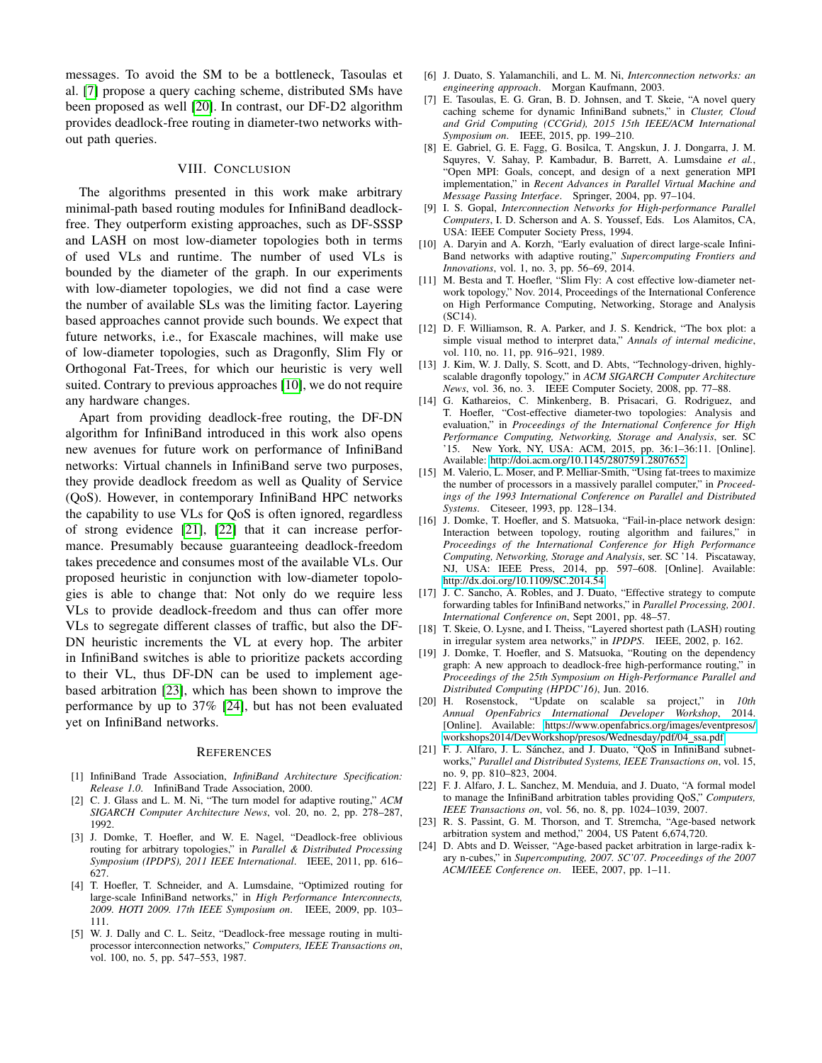messages. To avoid the SM to be a bottleneck, Tasoulas et al. [7] propose a query caching scheme, distributed SMs have been proposed as well [20]. In contrast, our DF-D2 algorithm provides deadlock-free routing in diameter-two networks without path queries.

## VIII. Conclusion

The algorithms presented in this work make arbitrary minimal-path based routing modules for InfiniBand deadlock-free. They outperform existing approaches, such as DF-SSSP and LASH on most low-diameter topologies both in terms of used VLs and runtime. The number of used VLs is bounded by the diameter of the graph. In our experiments with low-diameter topologies, we did not find a case were the number of available SLs was the limiting factor. Layering based approaches cannot provide such bounds. We expect that future networks, i.e., for Exascale machines, will make use of low-diameter topologies, such as Dragonfly, Slim Fly or Orthogonal Fat-Trees, for which our heuristic is very well suited. Contrary to previous approaches [10], we do not require any hardware changes.

Apart from providing deadlock-free routing, the DF-DN algorithm for InfiniBand introduced in this work also opens new avenues for future work on performance of InfiniBand networks: Virtual channels in InfiniBand serve two purposes, they provide deadlock freedom as well as Quality of Service (QoS). However, in contemporary InfiniBand HPC networks the capability to use VLs for QoS is often ignored, regardless of strong evidence [21], [22] that it can increase performance. Presumably because guaranteeing deadlock-freedom takes precedence and consumes most of the available VLs. Our proposed heuristic in conjunction with low-diameter topologies is able to change that: Not only do we require less VLs to provide deadlock-freedom and thus can offer more VLs to segregate different classes of traffic, but also the DF-DN heuristic increments the VL at every hop. The arbiter in InfiniBand switches is able to prioritize packets according to their VL, thus DF-DN can be used to implement age-based arbitration [23], which has been shown to improve the performance by up to 37% [24], but has not been evaluated yet on InfiniBand networks.

## References

[1] InfiniBand Trade Association, *InfiniBand Architecture Specification: Release 1.0*. InfiniBand Trade Association, 2000.

[2] C. J. Glass and L. M. Ni, "The turn model for adaptive routing," *ACM SIGARCH Computer Architecture News*, vol. 20, no. 2, pp. 278–287, 1992.

[3] J. Domke, T. Hoefler, and W. E. Nagel, "Deadlock-free oblivious routing for arbitrary topologies," in *Parallel & Distributed Processing Symposium (IPDPS), 2011 IEEE International*. IEEE, 2011, pp. 616–627.

[4] T. Hoefler, T. Schneider, and A. Lumsdaine, "Optimized routing for large-scale InfiniBand networks," in *High Performance Interconnects, 2009. HOTI 2009. 17th IEEE Symposium on*. IEEE, 2009, pp. 103–111.

[5] W. J. Dally and C. L. Seitz, "Deadlock-free message routing in multiprocessor interconnection networks," *Computers, IEEE Transactions on*, vol. 100, no. 5, pp. 547–553, 1987.

[6] J. Duato, S. Yalamanchili, and L. M. Ni, *Interconnection networks: an engineering approach*. Morgan Kaufmann, 2003.

[7] E. Tasoulas, E. G. Gran, B. D. Johnsen, and T. Skeie, "A novel query caching scheme for dynamic InfiniBand subnets," in *Cluster, Cloud and Grid Computing (CCGrid), 2015 15th IEEE/ACM International Symposium on*. IEEE, 2015, pp. 199–210.

[8] E. Gabriel, G. E. Fagg, G. Bosilca, T. Angskun, J. J. Dongarra, J. M. Squyres, V. Sahay, P. Kambadur, B. Barrett, A. Lumsdaine *et al.*, "Open MPI: Goals, concept, and design of a next generation MPI implementation," in *Recent Advances in Parallel Virtual Machine and Message Passing Interface*. Springer, 2004, pp. 97–104.

[9] I. S. Gopal, *Interconnection Networks for High-performance Parallel Computers*, I. D. Scherson and A. S. Youssef, Eds. Los Alamitos, CA, USA: IEEE Computer Society Press, 1994.

[10] A. Daryin and A. Korzh, "Early evaluation of direct large-scale InfiniBand networks with adaptive routing," *Supercomputing Frontiers and Innovations*, vol. 1, no. 3, pp. 56–69, 2014.

[11] M. Besta and T. Hoefler, "Slim Fly: A cost effective low-diameter network topology," Nov. 2014, Proceedings of the International Conference on High Performance Computing, Networking, Storage and Analysis (SC14).

[12] D. F. Williamson, R. A. Parker, and J. S. Kendrick, "The box plot: a simple visual method to interpret data," *Annals of internal medicine*, vol. 110, no. 11, pp. 916–921, 1989.

[13] J. Kim, W. J. Dally, S. Scott, and D. Abts, "Technology-driven, highly-scalable dragonfly topology," in *ACM SIGARCH Computer Architecture News*, vol. 36, no. 3. IEEE Computer Society, 2008, pp. 77–88.

[14] G. Kathareios, C. Minkenberg, B. Prisacari, G. Rodriguez, and T. Hoefler, "Cost-effective diameter-two topologies: Analysis and evaluation," in *Proceedings of the International Conference for High Performance Computing, Networking, Storage and Analysis*, ser. SC '15. New York, NY, USA: ACM, 2015, pp. 36:1–36:11. [Online]. Available: http://doi.acm.org/10.1145/2807591.2807652

[15] M. Valerio, L. Moser, and P. Melliar-Smith, "Using fat-trees to maximize the number of processors in a massively parallel computer," in *Proceedings of the 1993 International Conference on Parallel and Distributed Systems*. Citeseer, 1993, pp. 128–134.

[16] J. Domke, T. Hoefler, and S. Matsuoka, "Fail-in-place network design: Interaction between topology, routing algorithm and failures," in *Proceedings of the International Conference for High Performance Computing, Networking, Storage and Analysis*, ser. SC '14. Piscataway, NJ, USA: IEEE Press, 2014, pp. 597–608. [Online]. Available: http://dx.doi.org/10.1109/SC.2014.54

[17] J. C. Sancho, A. Robles, and J. Duato, "Effective strategy to compute forwarding tables for InfiniBand networks," in *Parallel Processing, 2001. International Conference on*, Sept 2001, pp. 48–57.

[18] T. Skeie, O. Lysne, and I. Theiss, "Layered shortest path (LASH) routing in irregular system area networks," in *IPDPS*. IEEE, 2002, p. 162.

[19] J. Domke, T. Hoefler, and S. Matsuoka, "Routing on the dependency graph: A new approach to deadlock-free high-performance routing," in *Proceedings of the 25th Symposium on High-Performance Parallel and Distributed Computing (HPDC'16)*, Jun. 2016.

[20] H. Rosenstock, "Update on scalable sa project," in *10th Annual OpenFabrics International Developer Workshop*, 2014. [Online]. Available: https://www.openfabrics.org/images/eventpresos/workshops2014/DevWorkshop/presos/Wednesday/pdf/04_ssa.pdf

[21] F. J. Alfaro, J. L. Sánchez, and J. Duato, "QoS in InfiniBand subnetworks," *Parallel and Distributed Systems, IEEE Transactions on*, vol. 15, no. 9, pp. 810–823, 2004.

[22] F. J. Alfaro, J. L. Sanchez, M. Menduia, and J. Duato, "A formal model to manage the InfiniBand arbitration tables providing QoS," *Computers, IEEE Transactions on*, vol. 56, no. 8, pp. 1024–1039, 2007.

[23] R. S. Passint, G. M. Thorson, and T. Stremcha, "Age-based network arbitration system and method," 2004, US Patent 6,674,720.

[24] D. Abts and D. Weisser, "Age-based packet arbitration in large-radix k-ary n-cubes," in *Supercomputing, 2007. SC'07. Proceedings of the 2007 ACM/IEEE Conference on*. IEEE, 2007, pp. 1–11.